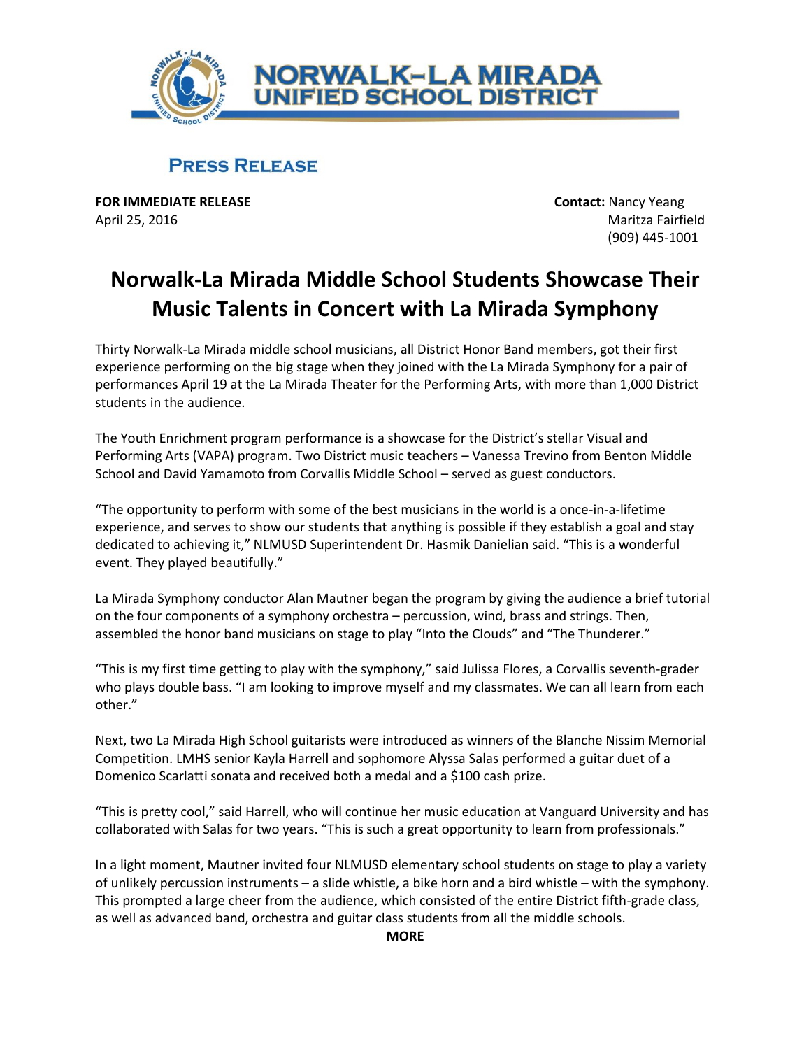NORWALK–LA MIRADA
UNIFIED SCHOOL DISTRICT

## PRESS RELEASE

**FOR IMMEDIATE RELEASE**
April 25, 2016

**Contact:** Nancy Yeang
Maritza Fairfield
(909) 445-1001

# Norwalk-La Mirada Middle School Students Showcase Their Music Talents in Concert with La Mirada Symphony

Thirty Norwalk-La Mirada middle school musicians, all District Honor Band members, got their first experience performing on the big stage when they joined with the La Mirada Symphony for a pair of performances April 19 at the La Mirada Theater for the Performing Arts, with more than 1,000 District students in the audience.

The Youth Enrichment program performance is a showcase for the District's stellar Visual and Performing Arts (VAPA) program. Two District music teachers – Vanessa Trevino from Benton Middle School and David Yamamoto from Corvallis Middle School – served as guest conductors.

"The opportunity to perform with some of the best musicians in the world is a once-in-a-lifetime experience, and serves to show our students that anything is possible if they establish a goal and stay dedicated to achieving it," NLMUSD Superintendent Dr. Hasmik Danielian said. "This is a wonderful event. They played beautifully."

La Mirada Symphony conductor Alan Mautner began the program by giving the audience a brief tutorial on the four components of a symphony orchestra – percussion, wind, brass and strings. Then, assembled the honor band musicians on stage to play "Into the Clouds" and "The Thunderer."

"This is my first time getting to play with the symphony," said Julissa Flores, a Corvallis seventh-grader who plays double bass. "I am looking to improve myself and my classmates. We can all learn from each other."

Next, two La Mirada High School guitarists were introduced as winners of the Blanche Nissim Memorial Competition. LMHS senior Kayla Harrell and sophomore Alyssa Salas performed a guitar duet of a Domenico Scarlatti sonata and received both a medal and a $100 cash prize.

"This is pretty cool," said Harrell, who will continue her music education at Vanguard University and has collaborated with Salas for two years. "This is such a great opportunity to learn from professionals."

In a light moment, Mautner invited four NLMUSD elementary school students on stage to play a variety of unlikely percussion instruments – a slide whistle, a bike horn and a bird whistle – with the symphony. This prompted a large cheer from the audience, which consisted of the entire District fifth-grade class, as well as advanced band, orchestra and guitar class students from all the middle schools.

**MORE**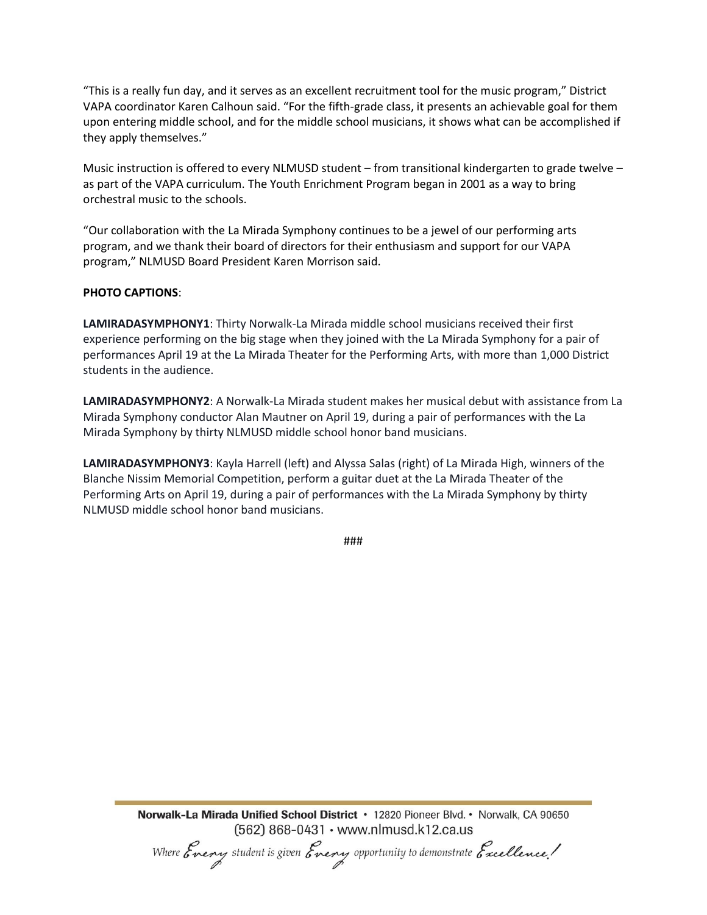"This is a really fun day, and it serves as an excellent recruitment tool for the music program," District VAPA coordinator Karen Calhoun said. "For the fifth-grade class, it presents an achievable goal for them upon entering middle school, and for the middle school musicians, it shows what can be accomplished if they apply themselves."

Music instruction is offered to every NLMUSD student – from transitional kindergarten to grade twelve – as part of the VAPA curriculum. The Youth Enrichment Program began in 2001 as a way to bring orchestral music to the schools.

"Our collaboration with the La Mirada Symphony continues to be a jewel of our performing arts program, and we thank their board of directors for their enthusiasm and support for our VAPA program," NLMUSD Board President Karen Morrison said.

**PHOTO CAPTIONS**:

**LAMIRADASYMPHONY1**: Thirty Norwalk-La Mirada middle school musicians received their first experience performing on the big stage when they joined with the La Mirada Symphony for a pair of performances April 19 at the La Mirada Theater for the Performing Arts, with more than 1,000 District students in the audience.

**LAMIRADASYMPHONY2**: A Norwalk-La Mirada student makes her musical debut with assistance from La Mirada Symphony conductor Alan Mautner on April 19, during a pair of performances with the La Mirada Symphony by thirty NLMUSD middle school honor band musicians.

**LAMIRADASYMPHONY3**: Kayla Harrell (left) and Alyssa Salas (right) of La Mirada High, winners of the Blanche Nissim Memorial Competition, perform a guitar duet at the La Mirada Theater of the Performing Arts on April 19, during a pair of performances with the La Mirada Symphony by thirty NLMUSD middle school honor band musicians.

###